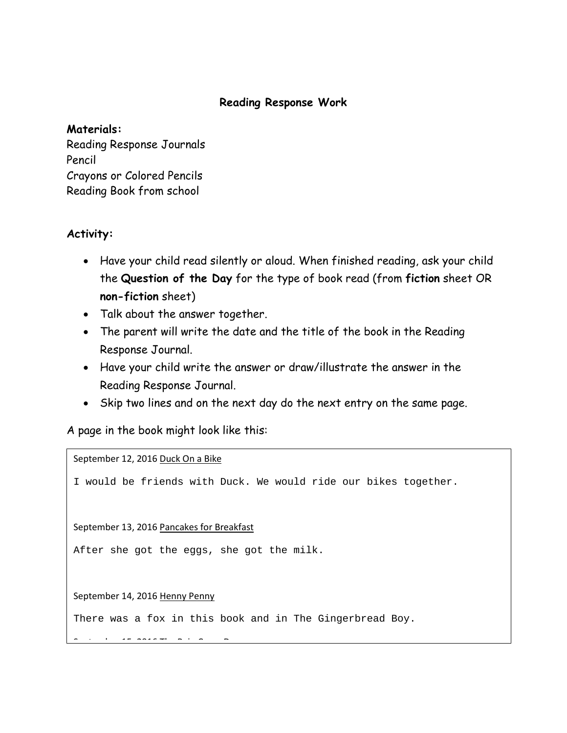# Reading Response Work

**Materials:**
Reading Response Journals
Pencil
Crayons or Colored Pencils
Reading Book from school

**Activity:**

- Have your child read silently or aloud. When finished reading, ask your child the **Question of the Day** for the type of book read (from **fiction** sheet OR **non-fiction** sheet)
- Talk about the answer together.
- The parent will write the date and the title of the book in the Reading Response Journal.
- Have your child write the answer or draw/illustrate the answer in the Reading Response Journal.
- Skip two lines and on the next day do the next entry on the same page.

A page in the book might look like this:

September 12, 2016 Duck On a Bike

```
I would be friends with Duck. We would ride our bikes together.
```

September 13, 2016 Pancakes for Breakfast

```
After she got the eggs, she got the milk.
```

September 14, 2016 Henny Penny

```
There was a fox in this book and in The Gingerbread Boy.
```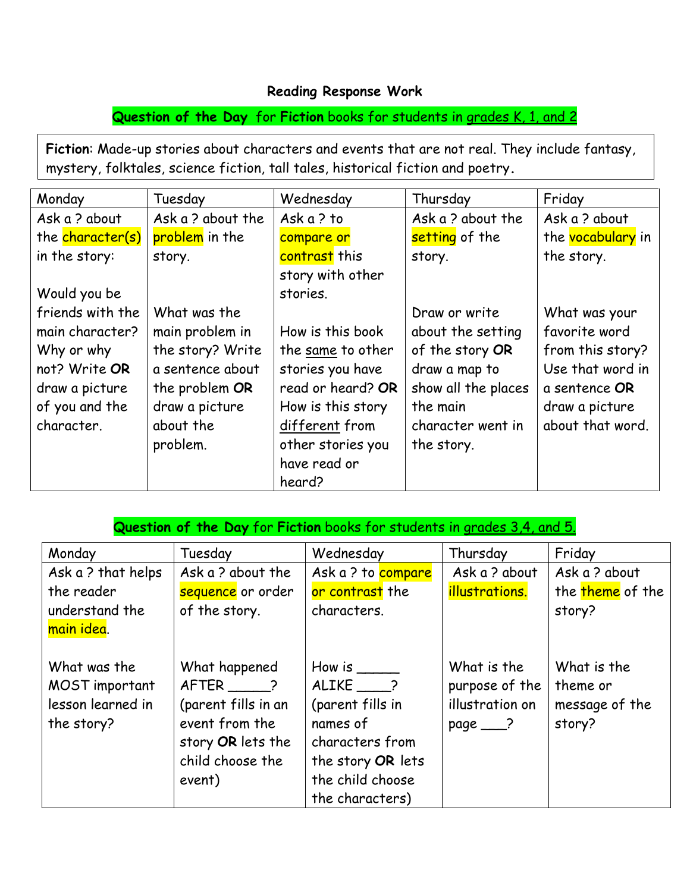**Reading Response Work**

**Question of the Day for Fiction books for students in grades K, 1, and 2**

**Fiction**: Made-up stories about characters and events that are not real. They include fantasy, mystery, folktales, science fiction, tall tales, historical fiction and poetry.

| Monday | Tuesday | Wednesday | Thursday | Friday |
|---|---|---|---|---|
| Ask a ? about the character(s) in the story:<br><br>Would you be friends with the main character? Why or why not? Write **OR** draw a picture of you and the character. | Ask a ? about the problem in the story.<br><br>What was the main problem in the story? Write a sentence about the problem **OR** draw a picture about the problem. | Ask a ? to compare or contrast this story with other stories.<br><br>How is this book the same to other stories you have read or heard? **OR** How is this story different from other stories you have read or heard? | Ask a ? about the setting of the story.<br><br>Draw or write about the setting of the story **OR** draw a map to show all the places the main character went in the story. | Ask a ? about the vocabulary in the story.<br><br>What was your favorite word from this story? Use that word in a sentence **OR** draw a picture about that word. |

**Question of the Day for Fiction books for students in grades 3,4, and 5.**

| Monday | Tuesday | Wednesday | Thursday | Friday |
|---|---|---|---|---|
| Ask a ? that helps the reader understand the main idea.<br><br>What was the MOST important lesson learned in the story? | Ask a ? about the sequence or order of the story.<br><br>What happened AFTER _____? (parent fills in an event from the story **OR** lets the child choose the event) | Ask a ? to compare or contrast the characters.<br><br>How is _____ ALIKE ____? (parent fills in names of characters from the story **OR** lets the child choose the characters) | Ask a ? about illustrations.<br><br>What is the purpose of the illustration on page ___? | Ask a ? about the theme of the story?<br><br>What is the theme or message of the story? |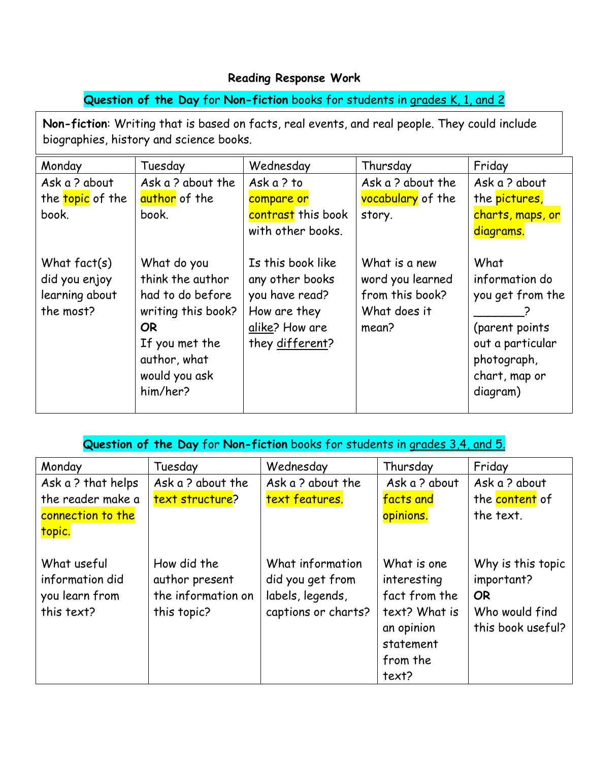# Reading Response Work

## **Question of the Day** for **Non-fiction** books for students in grades K, 1, and 2

**Non-fiction**: Writing that is based on facts, real events, and real people. They could include biographies, history and science books.

| Monday | Tuesday | Wednesday | Thursday | Friday |
|---|---|---|---|---|
| Ask a ? about the topic of the book.<br><br>What fact(s) did you enjoy learning about the most? | Ask a ? about the author of the book.<br><br>What do you think the author had to do before writing this book?<br>**OR**<br>If you met the author, what would you ask him/her? | Ask a ? to compare or contrast this book with other books.<br><br>Is this book like any other books you have read? How are they alike? How are they different? | Ask a ? about the vocabulary of the story.<br><br>What is a new word you learned from this book? What does it mean? | Ask a ? about the pictures, charts, maps, or diagrams.<br><br>What information do you get from the _______? (parent points out a particular photograph, chart, map or diagram) |

## **Question of the Day** for **Non-fiction** books for students in grades 3,4, and 5.

| Monday | Tuesday | Wednesday | Thursday | Friday |
|---|---|---|---|---|
| Ask a ? that helps the reader make a connection to the topic.<br><br>What useful information did you learn from this text? | Ask a ? about the text structure?<br><br>How did the author present the information on this topic? | Ask a ? about the text features.<br><br>What information did you get from labels, legends, captions or charts? | Ask a ? about facts and opinions.<br><br>What is one interesting fact from the text? What is an opinion statement from the text? | Ask a ? about the content of the text.<br><br>Why is this topic important?<br>**OR**<br>Who would find this book useful? |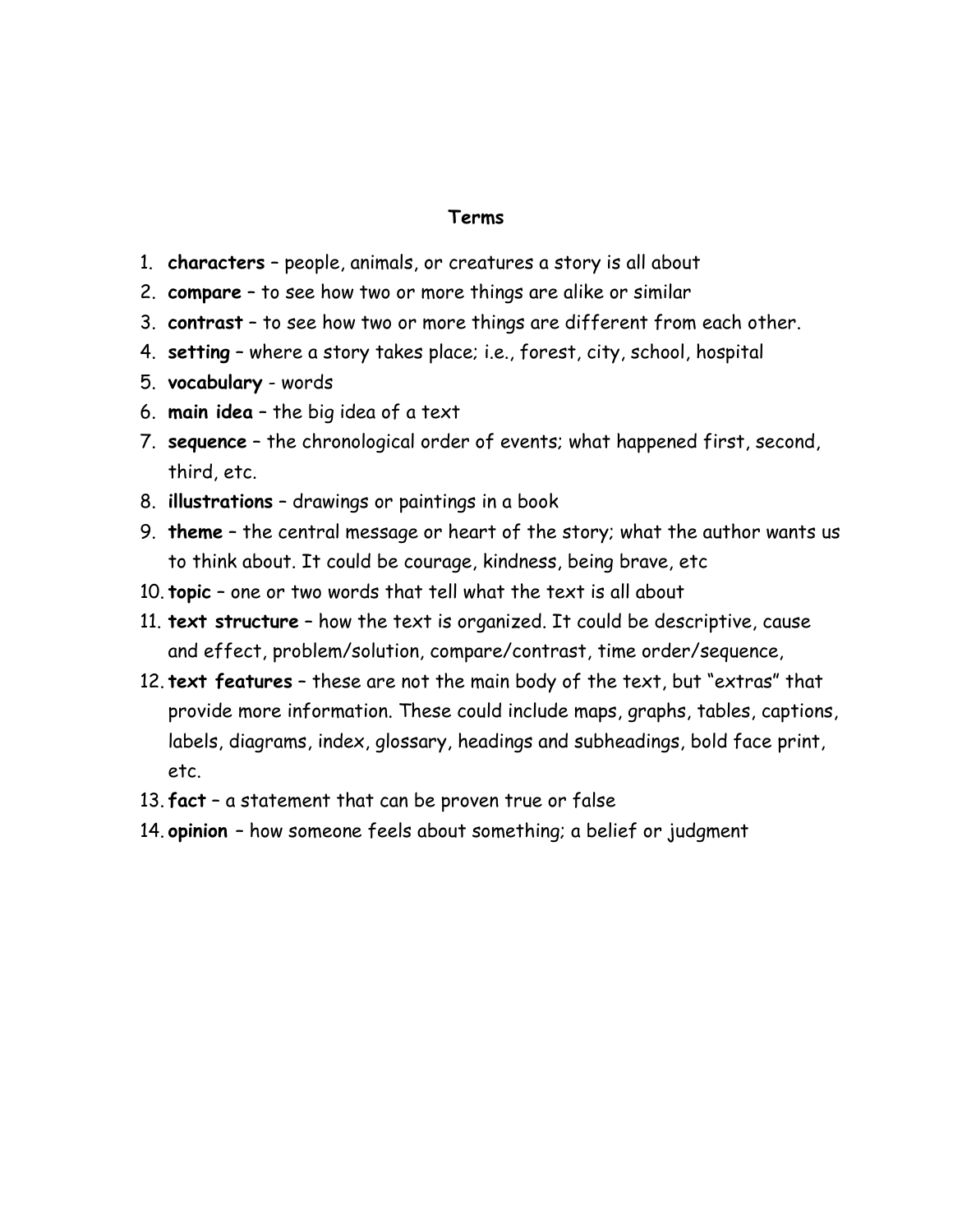## Terms

1. **characters** – people, animals, or creatures a story is all about
2. **compare** – to see how two or more things are alike or similar
3. **contrast** – to see how two or more things are different from each other.
4. **setting** – where a story takes place; i.e., forest, city, school, hospital
5. **vocabulary** - words
6. **main idea** – the big idea of a text
7. **sequence** – the chronological order of events; what happened first, second, third, etc.
8. **illustrations** – drawings or paintings in a book
9. **theme** – the central message or heart of the story; what the author wants us to think about. It could be courage, kindness, being brave, etc
10. **topic** – one or two words that tell what the text is all about
11. **text structure** – how the text is organized. It could be descriptive, cause and effect, problem/solution, compare/contrast, time order/sequence,
12. **text features** – these are not the main body of the text, but "extras" that provide more information. These could include maps, graphs, tables, captions, labels, diagrams, index, glossary, headings and subheadings, bold face print, etc.
13. **fact** – a statement that can be proven true or false
14. **opinion** – how someone feels about something; a belief or judgment